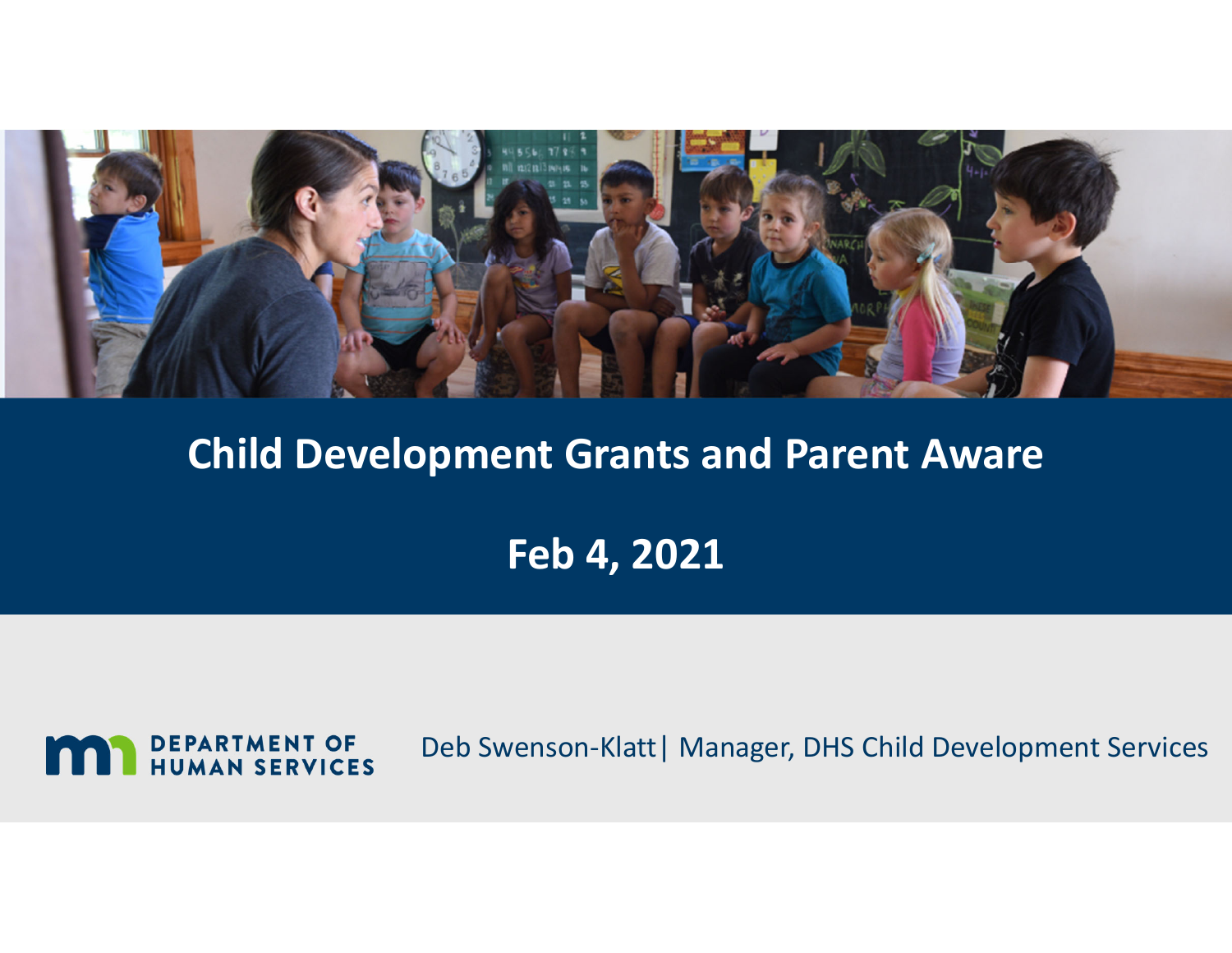# Child Development Grants and Parent Aware

## Feb 4, 2021

DEPARTMENT OF HUMAN SERVICES

Deb Swenson-Klatt | Manager, DHS Child Development Services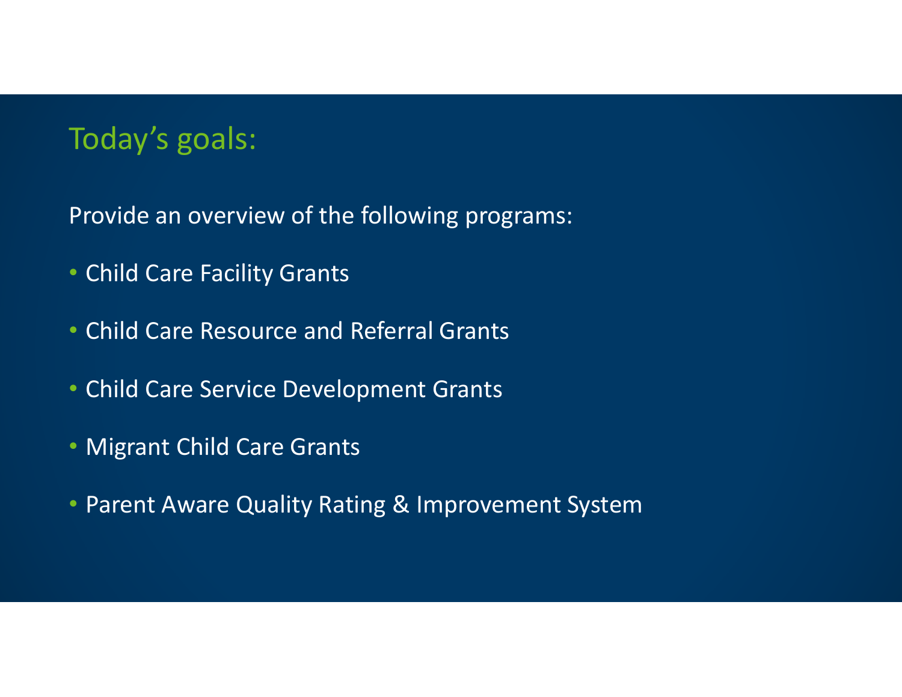## Today's goals:

Provide an overview of the following programs:

- Child Care Facility Grants
- Child Care Resource and Referral Grants
- Child Care Service Development Grants
- Migrant Child Care Grants
- Parent Aware Quality Rating & Improvement System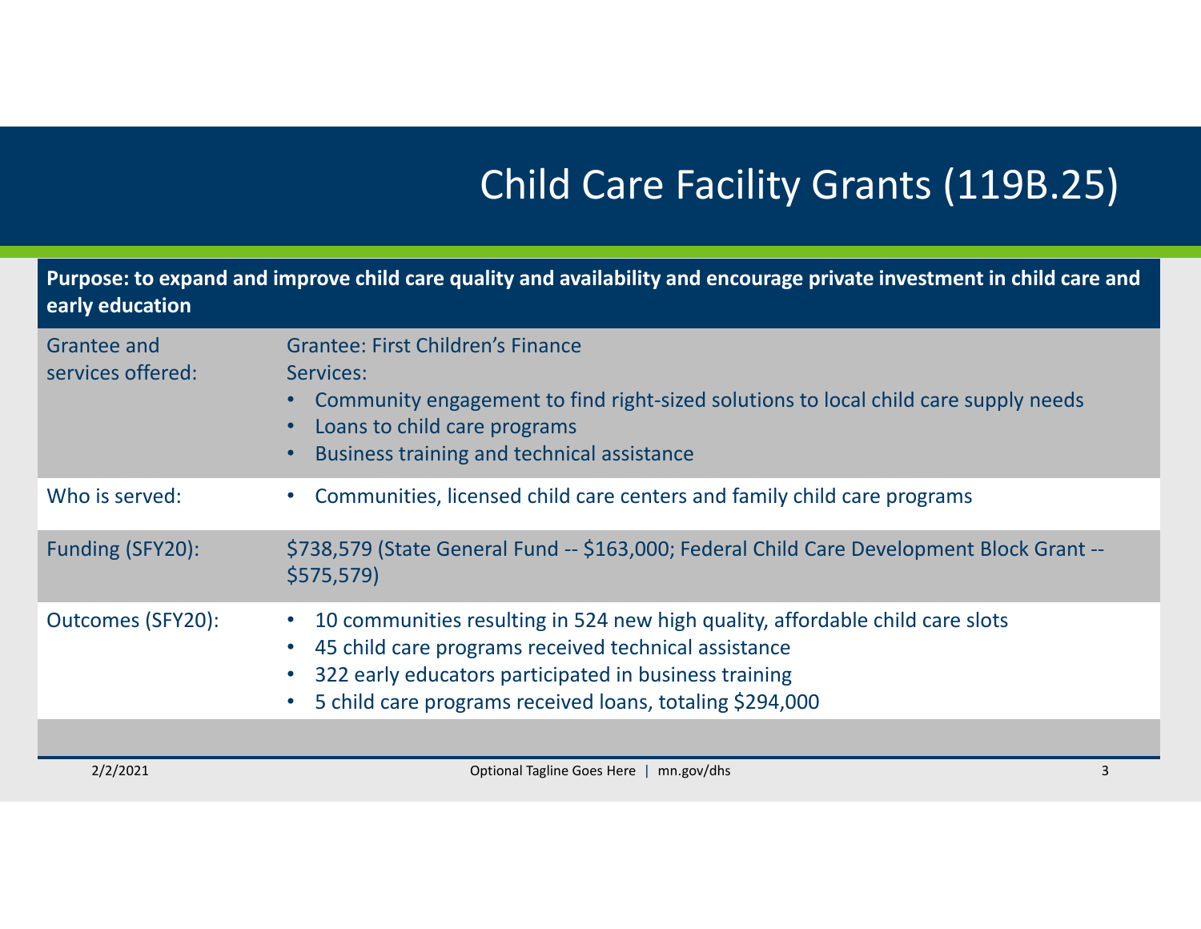# Child Care Facility Grants (119B.25)

| **Purpose: to expand and improve child care quality and availability and encourage private investment in child care and early education** | |
|---|---|
| Grantee and services offered: | Grantee: First Children's Finance<br>Services:<br>• Community engagement to find right-sized solutions to local child care supply needs<br>• Loans to child care programs<br>• Business training and technical assistance |
| Who is served: | • Communities, licensed child care centers and family child care programs |
| Funding (SFY20): | $738,579 (State General Fund -- $163,000; Federal Child Care Development Block Grant -- $575,579) |
| Outcomes (SFY20): | • 10 communities resulting in 524 new high quality, affordable child care slots<br>• 45 child care programs received technical assistance<br>• 322 early educators participated in business training<br>• 5 child care programs received loans, totaling $294,000 |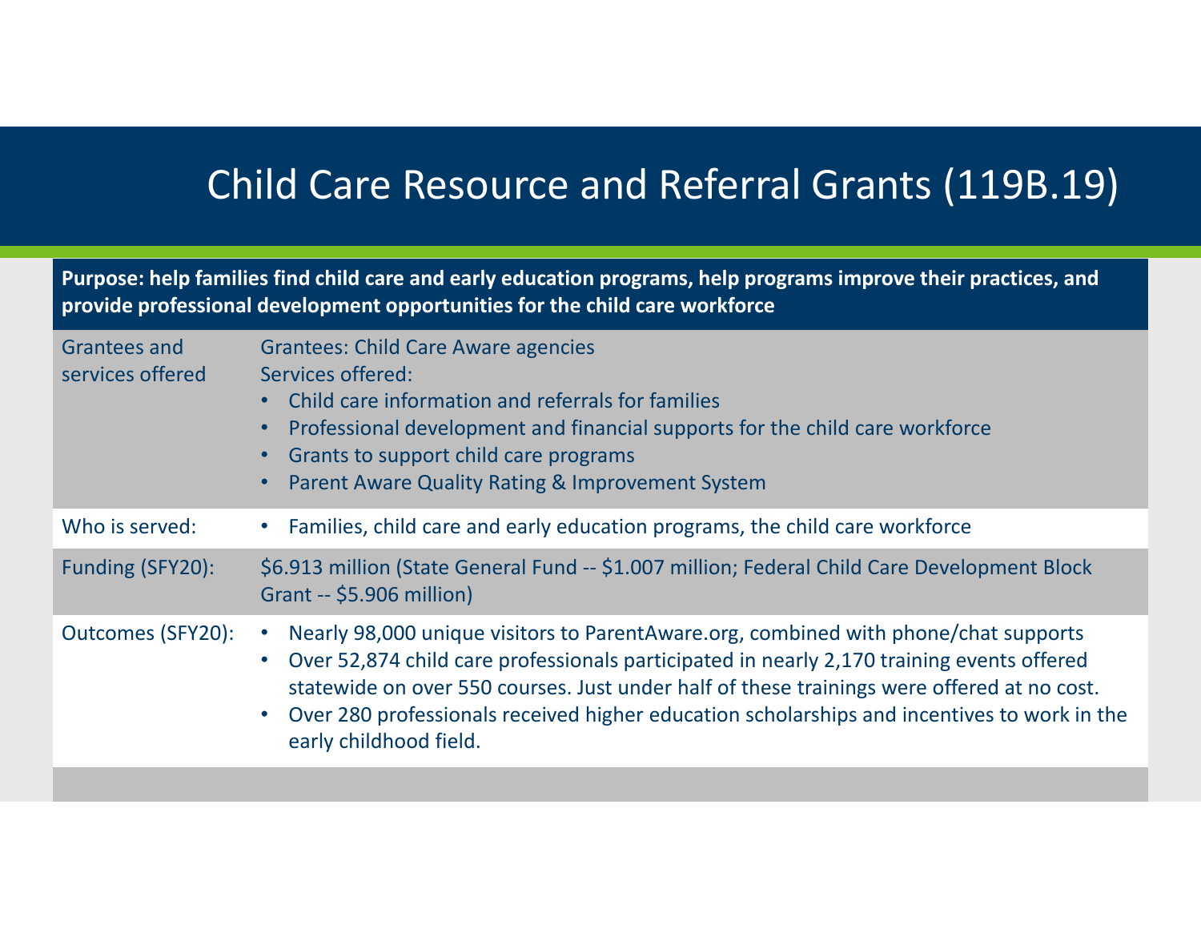# Child Care Resource and Referral Grants (119B.19)

**Purpose: help families find child care and early education programs, help programs improve their practices, and provide professional development opportunities for the child care workforce**

| | |
|---|---|
| Grantees and services offered | Grantees: Child Care Aware agencies<br>Services offered:<br>• Child care information and referrals for families<br>• Professional development and financial supports for the child care workforce<br>• Grants to support child care programs<br>• Parent Aware Quality Rating & Improvement System |
| Who is served: | • Families, child care and early education programs, the child care workforce |
| Funding (SFY20): | $6.913 million (State General Fund -- $1.007 million; Federal Child Care Development Block Grant -- $5.906 million) |
| Outcomes (SFY20): | • Nearly 98,000 unique visitors to ParentAware.org, combined with phone/chat supports<br>• Over 52,874 child care professionals participated in nearly 2,170 training events offered statewide on over 550 courses. Just under half of these trainings were offered at no cost.<br>• Over 280 professionals received higher education scholarships and incentives to work in the early childhood field. |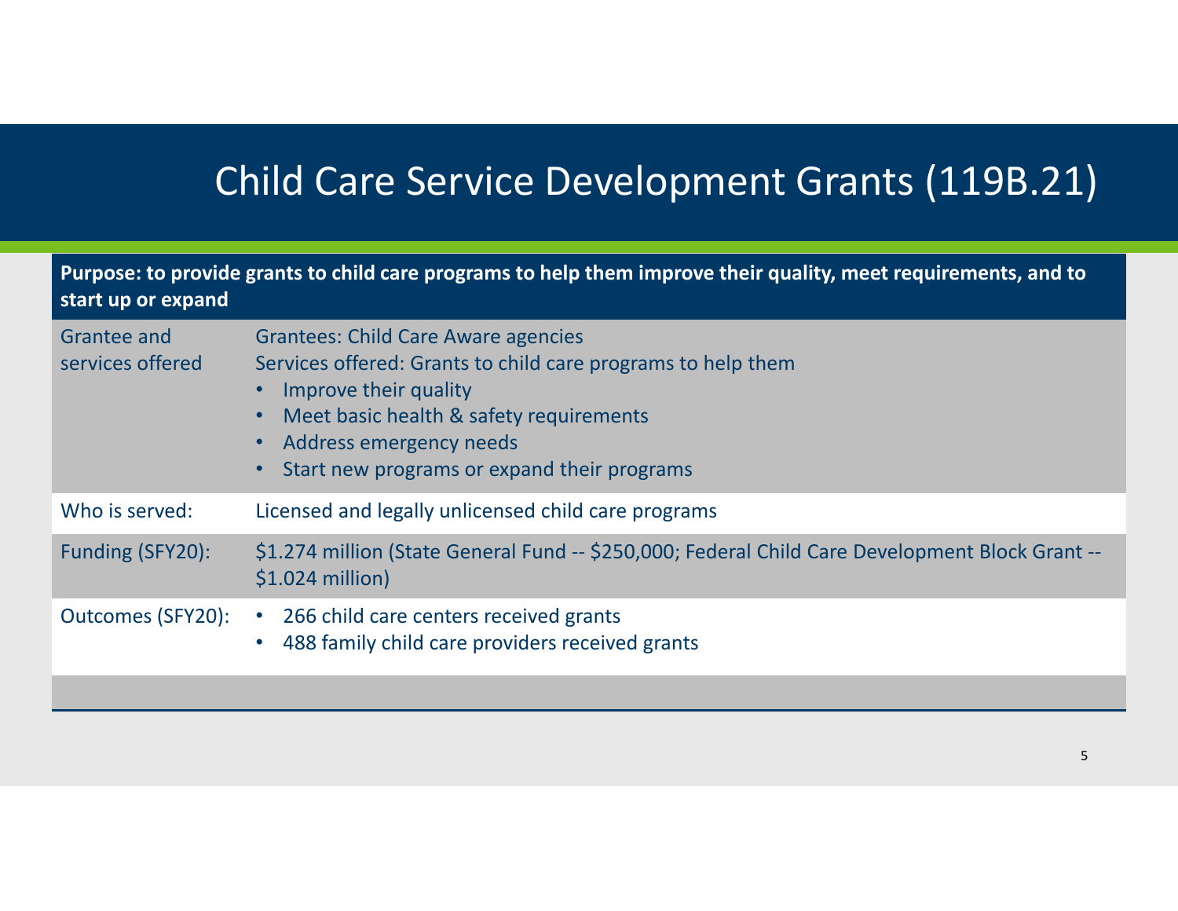# Child Care Service Development Grants (119B.21)

| Purpose: to provide grants to child care programs to help them improve their quality, meet requirements, and to start up or expand | |
|---|---|
| Grantee and services offered | Grantees: Child Care Aware agencies<br>Services offered: Grants to child care programs to help them<br>• Improve their quality<br>• Meet basic health & safety requirements<br>• Address emergency needs<br>• Start new programs or expand their programs |
| Who is served: | Licensed and legally unlicensed child care programs |
| Funding (SFY20): | $1.274 million (State General Fund -- $250,000; Federal Child Care Development Block Grant -- $1.024 million) |
| Outcomes (SFY20): | • 266 child care centers received grants<br>• 488 family child care providers received grants |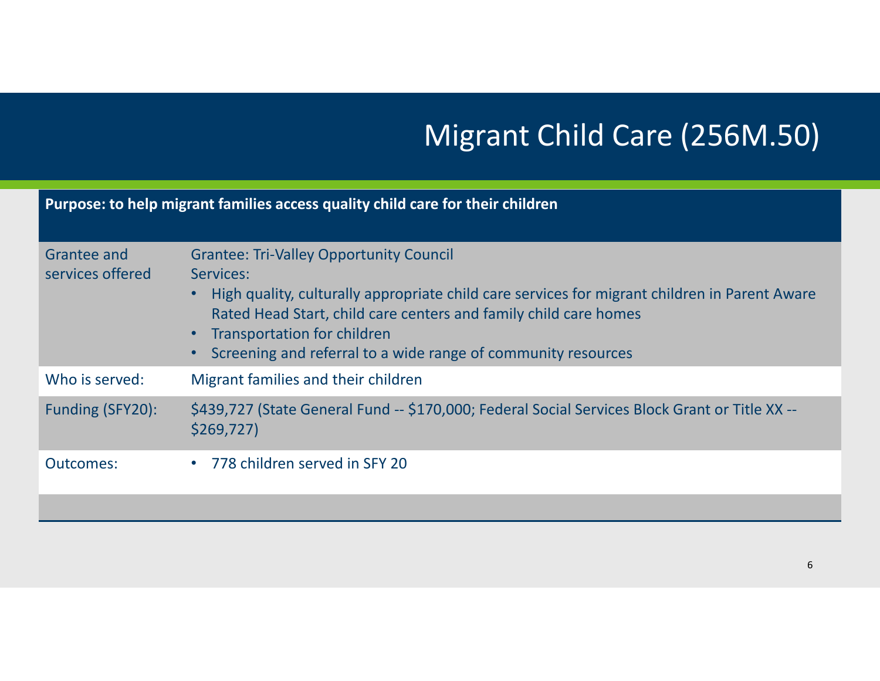# Migrant Child Care (256M.50)

| Purpose: to help migrant families access quality child care for their children | |
|---|---|
| Grantee and services offered | Grantee: Tri-Valley Opportunity Council<br>Services:<br>• High quality, culturally appropriate child care services for migrant children in Parent Aware Rated Head Start, child care centers and family child care homes<br>• Transportation for children<br>• Screening and referral to a wide range of community resources |
| Who is served: | Migrant families and their children |
| Funding (SFY20): | $439,727 (State General Fund -- $170,000; Federal Social Services Block Grant or Title XX -- $269,727) |
| Outcomes: | • 778 children served in SFY 20 |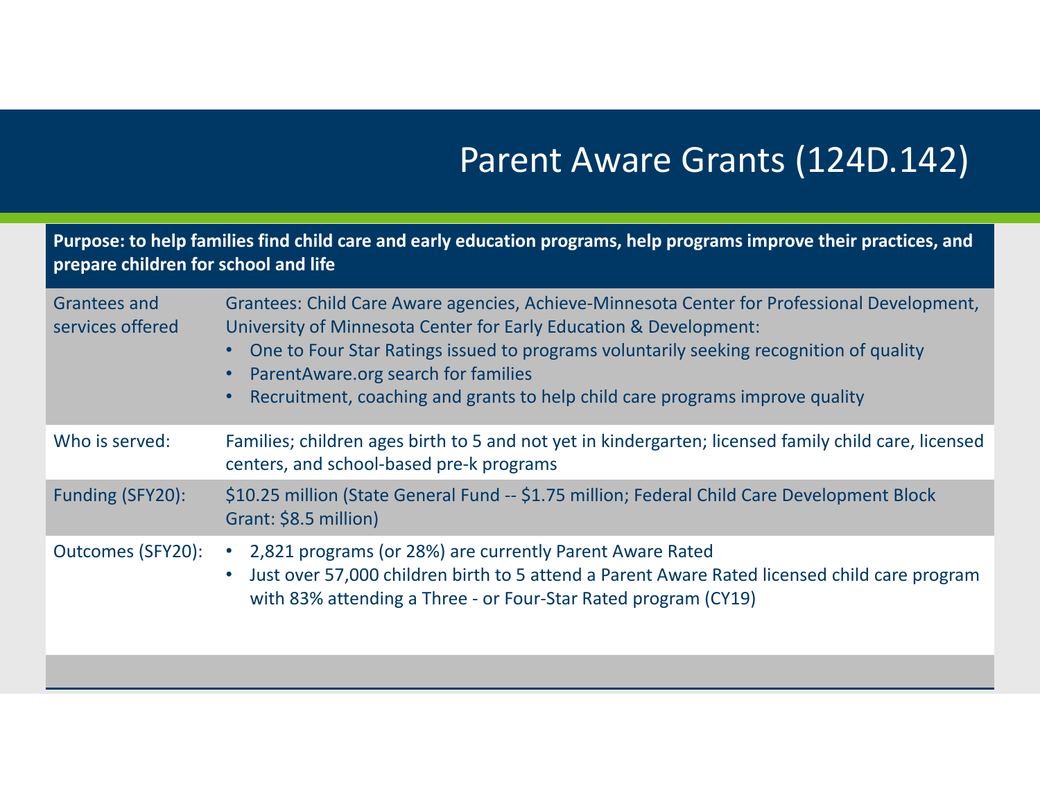# Parent Aware Grants (124D.142)

| Purpose: to help families find child care and early education programs, help programs improve their practices, and prepare children for school and life | |
|---|---|
| Grantees and services offered | Grantees: Child Care Aware agencies, Achieve-Minnesota Center for Professional Development, University of Minnesota Center for Early Education & Development:<br>• One to Four Star Ratings issued to programs voluntarily seeking recognition of quality<br>• ParentAware.org search for families<br>• Recruitment, coaching and grants to help child care programs improve quality |
| Who is served: | Families; children ages birth to 5 and not yet in kindergarten; licensed family child care, licensed centers, and school-based pre-k programs |
| Funding (SFY20): | $10.25 million (State General Fund -- $1.75 million; Federal Child Care Development Block Grant: $8.5 million) |
| Outcomes (SFY20): | • 2,821 programs (or 28%) are currently Parent Aware Rated<br>• Just over 57,000 children birth to 5 attend a Parent Aware Rated licensed child care program with 83% attending a Three - or Four-Star Rated program (CY19) |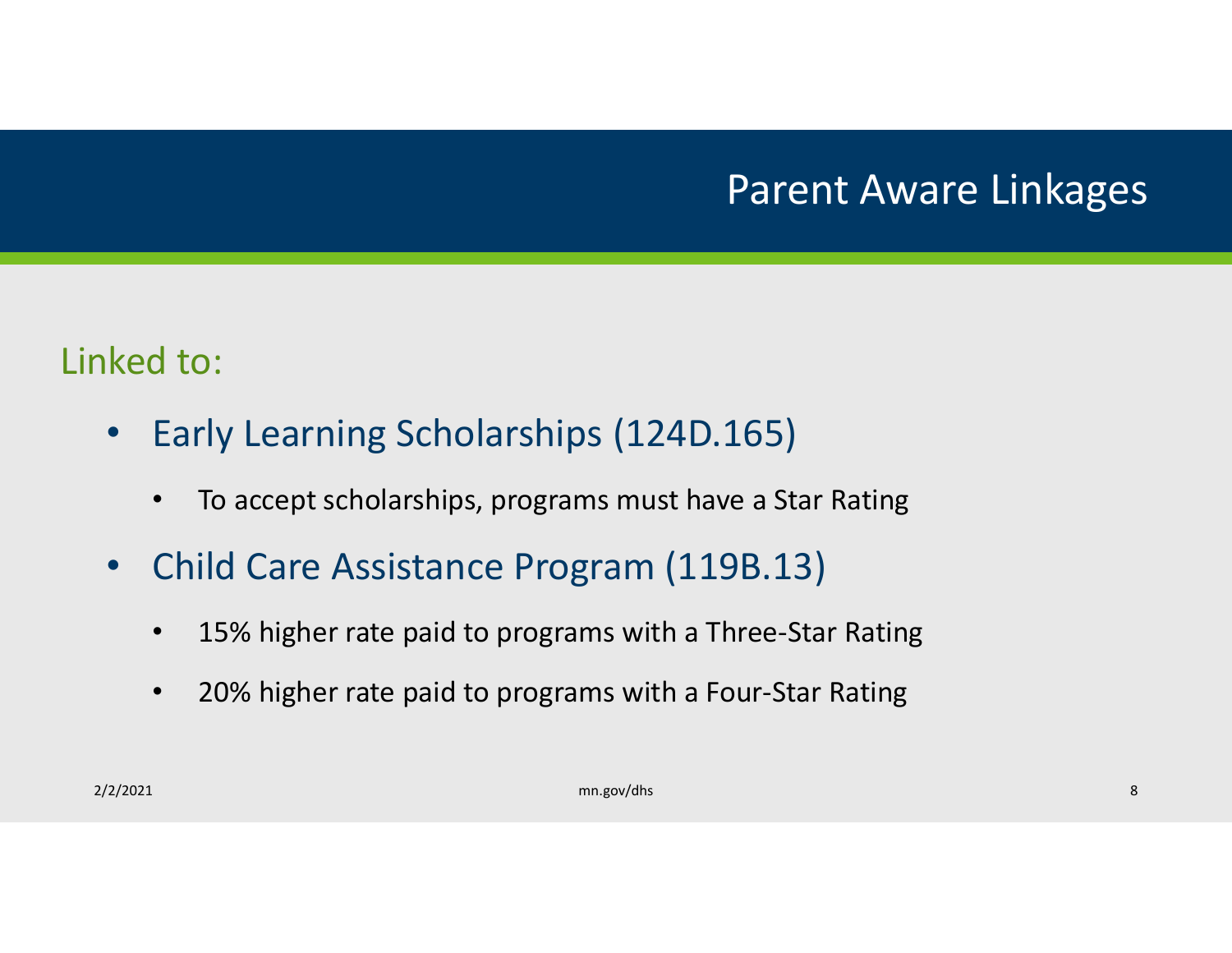# Parent Aware Linkages

Linked to:

- Early Learning Scholarships (124D.165)
  - To accept scholarships, programs must have a Star Rating
- Child Care Assistance Program (119B.13)
  - 15% higher rate paid to programs with a Three-Star Rating
  - 20% higher rate paid to programs with a Four-Star Rating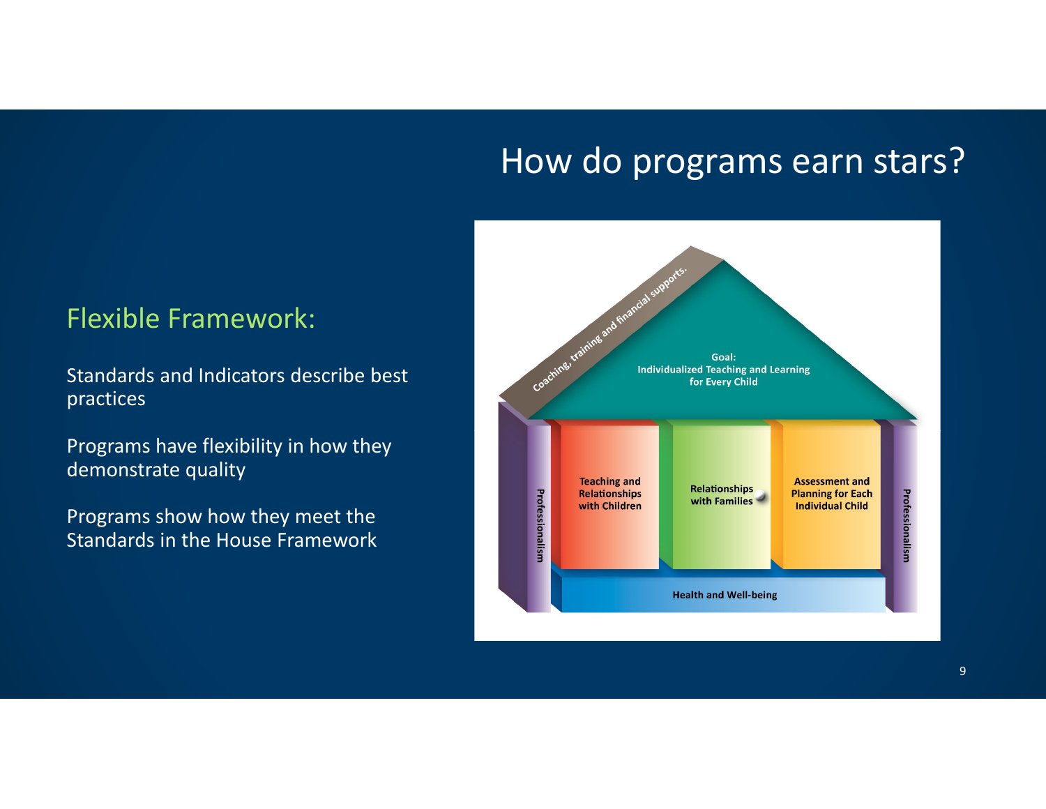# How do programs earn stars?

## Flexible Framework:

Standards and Indicators describe best practices

Programs have flexibility in how they demonstrate quality

Programs show how they meet the Standards in the House Framework

Coaching, training and financial supports.

Goal:
Individualized Teaching and Learning for Every Child

Professionalism

Teaching and Relationships with Children

Relationships with Families

Assessment and Planning for Each Individual Child

Professionalism

Health and Well-being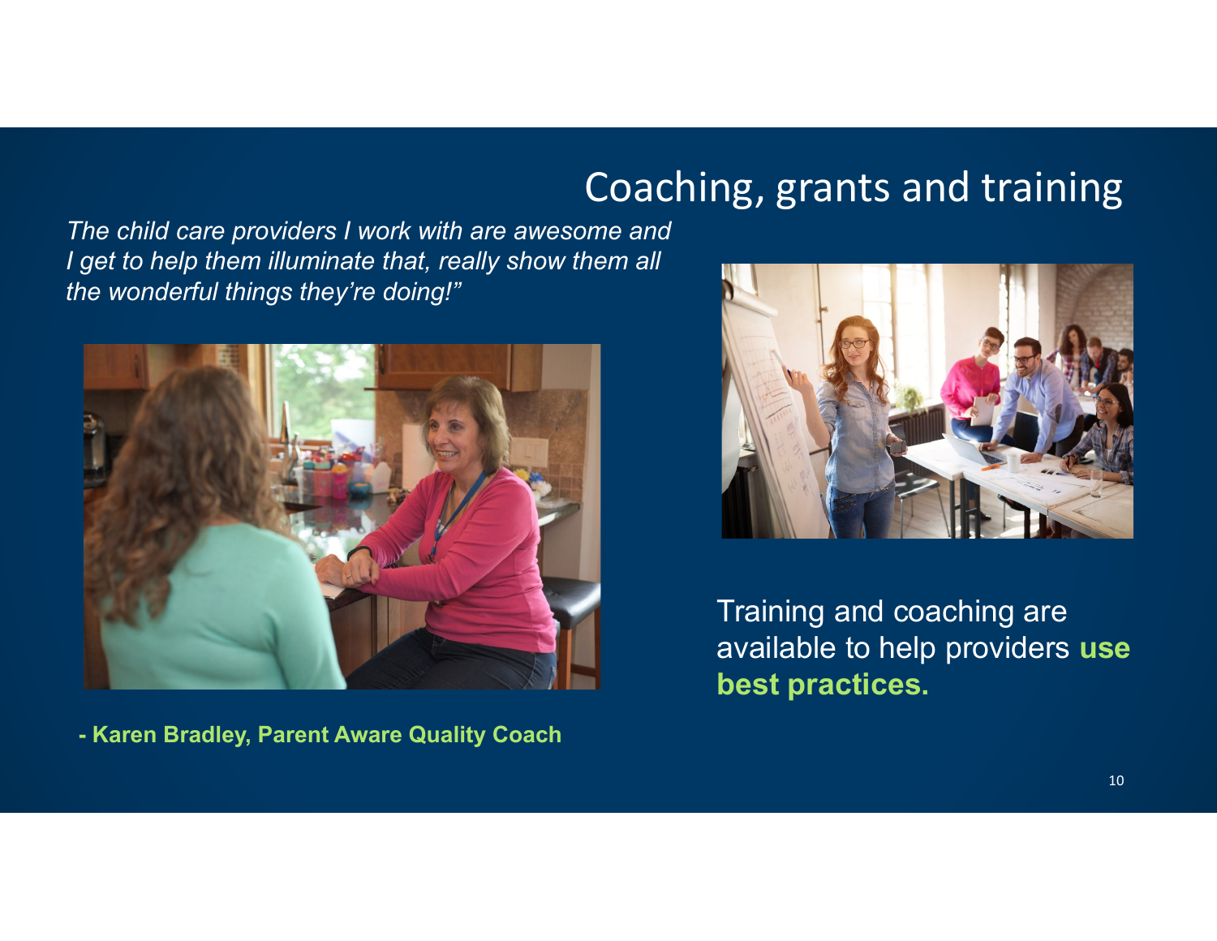# Coaching, grants and training

*The child care providers I work with are awesome and I get to help them illuminate that, really show them all the wonderful things they're doing!"*

**- Karen Bradley, Parent Aware Quality Coach**

Training and coaching are available to help providers **use best practices.**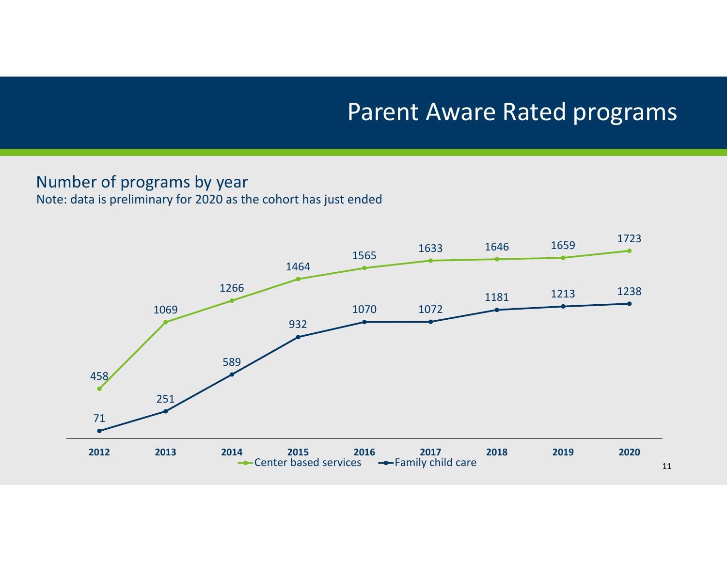# Parent Aware Rated programs

## Number of programs by year

Note: data is preliminary for 2020 as the cohort has just ended

| Year | Center based services | Family child care |
|---|---|---|
| 2012 | 458 | 71 |
| 2013 | 1069 | 251 |
| 2014 | 1266 | 589 |
| 2015 | 1464 | 932 |
| 2016 | 1565 | 1070 |
| 2017 | 1633 | 1072 |
| 2018 | 1646 | 1181 |
| 2019 | 1659 | 1213 |
| 2020 | 1723 | 1238 |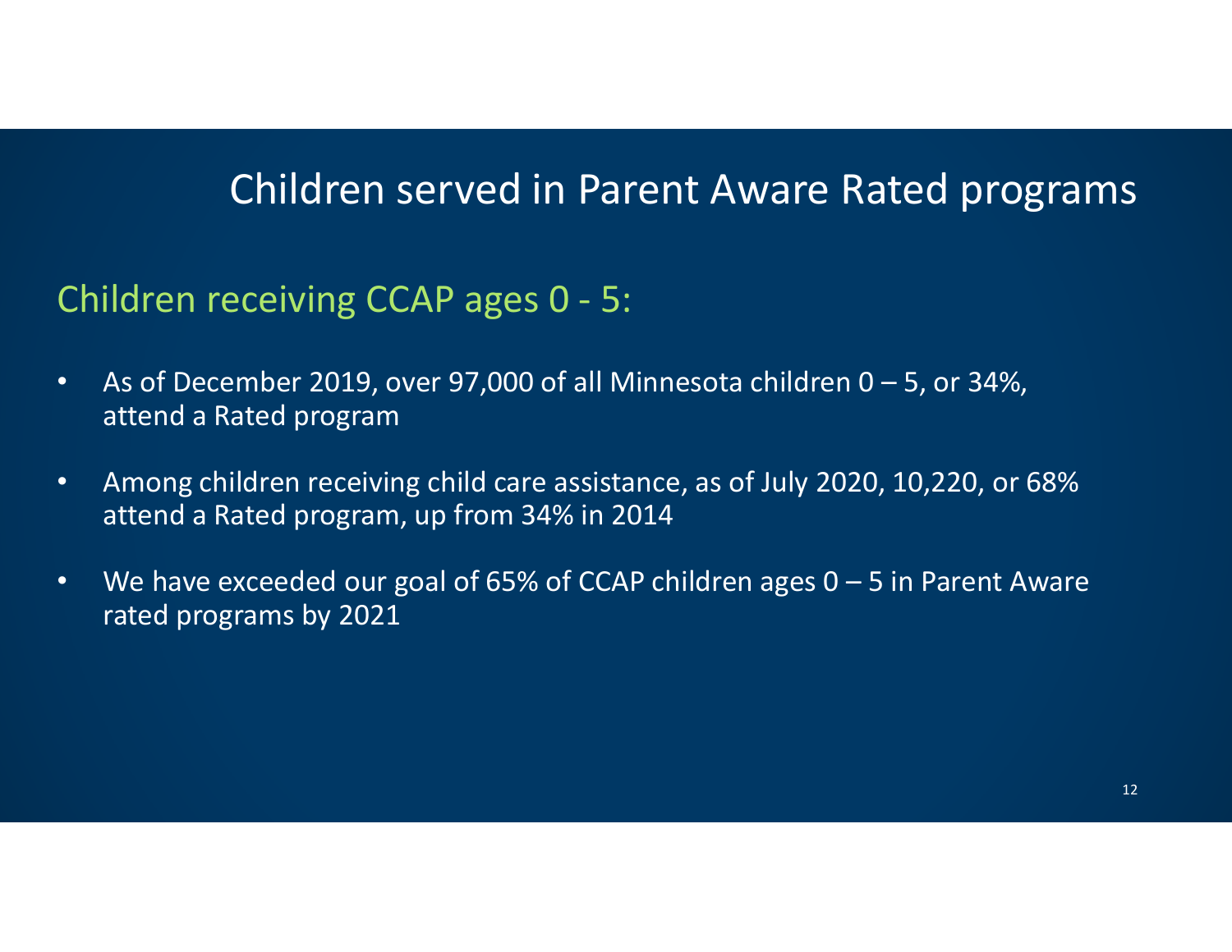# Children served in Parent Aware Rated programs

## Children receiving CCAP ages 0 - 5:

- As of December 2019, over 97,000 of all Minnesota children 0 – 5, or 34%, attend a Rated program
- Among children receiving child care assistance, as of July 2020, 10,220, or 68% attend a Rated program, up from 34% in 2014
- We have exceeded our goal of 65% of CCAP children ages 0 – 5 in Parent Aware rated programs by 2021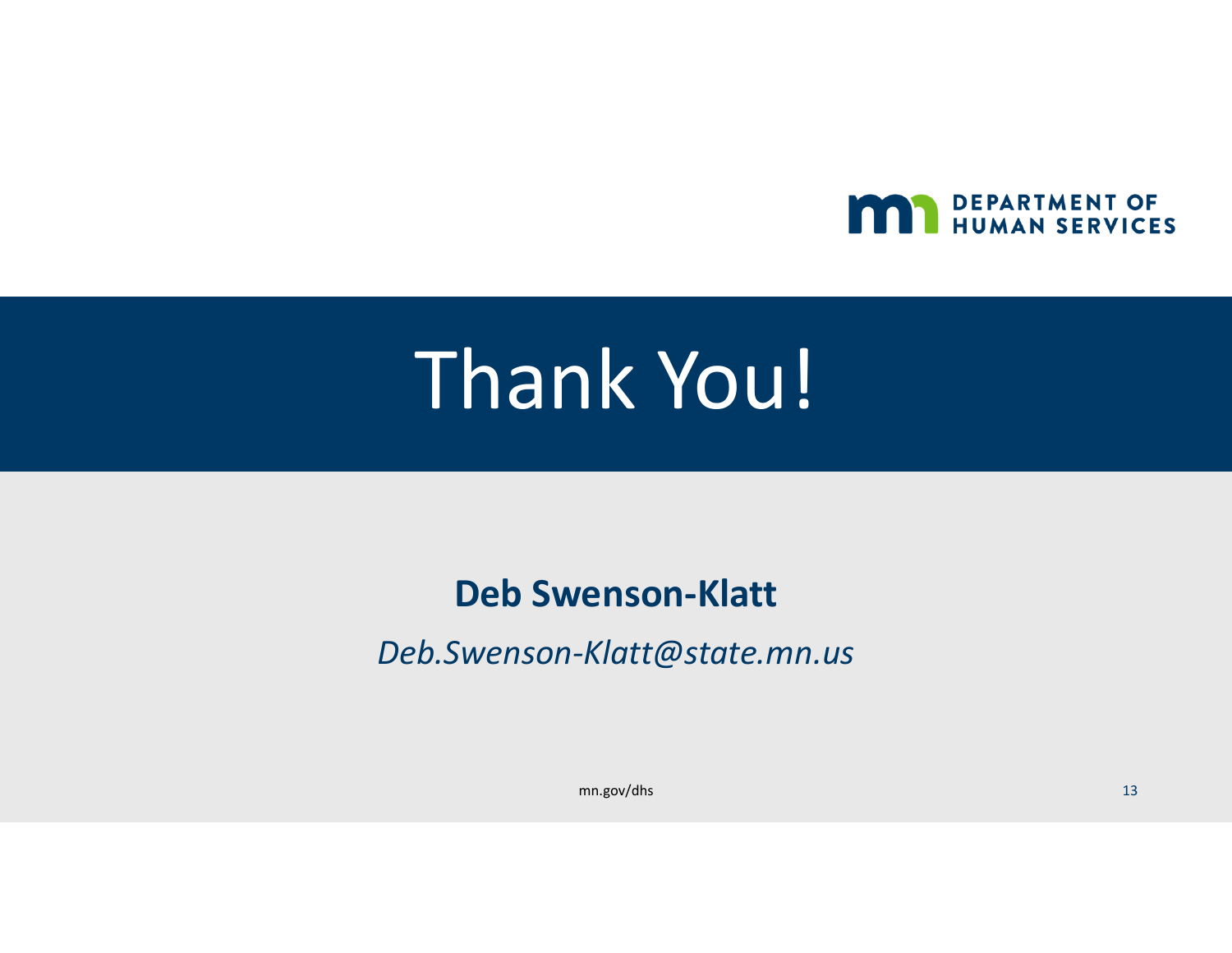DEPARTMENT OF HUMAN SERVICES

# Thank You!

**Deb Swenson-Klatt**

*Deb.Swenson-Klatt@state.mn.us*

mn.gov/dhs